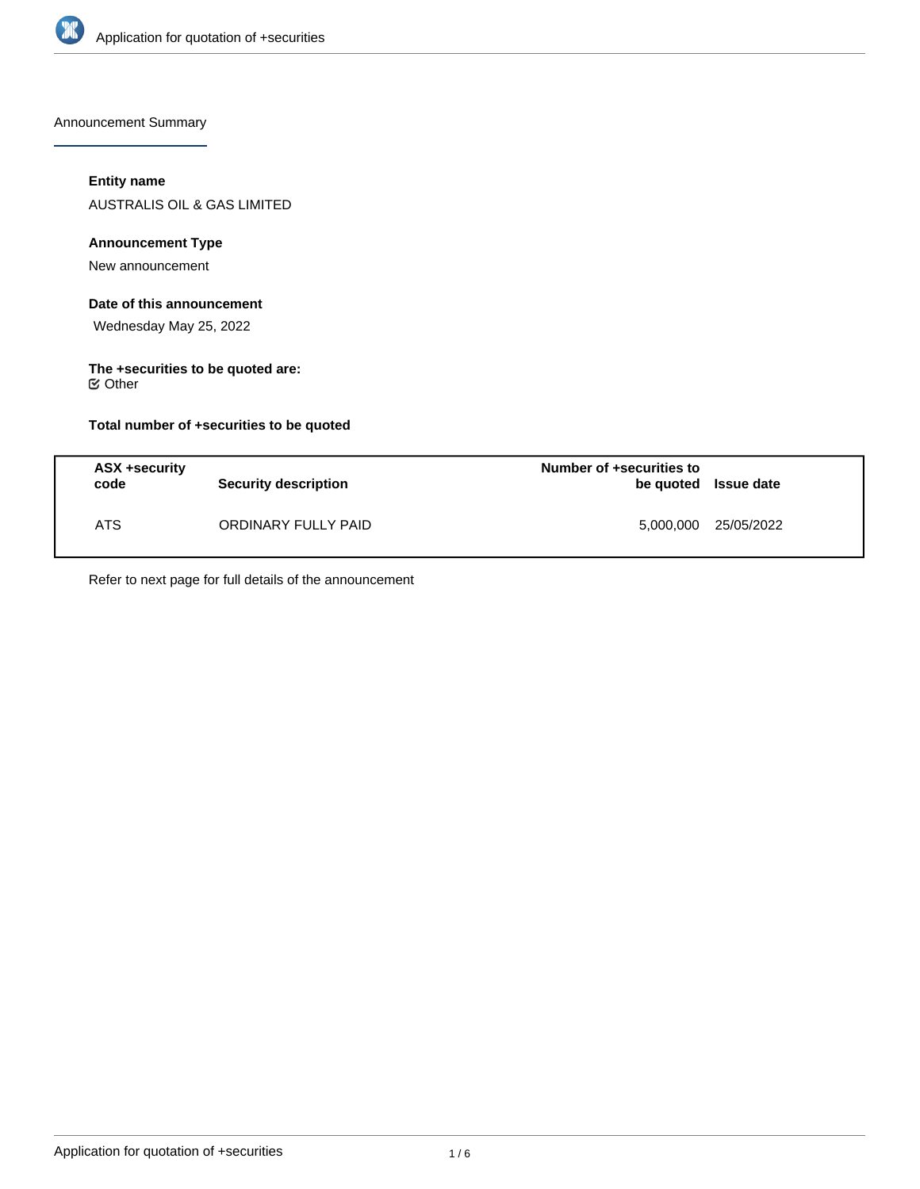Announcement Summary

**Entity name**

AUSTRALIS OIL & GAS LIMITED

**Announcement Type**

New announcement

**Date of this announcement**

Wednesday May 25, 2022

**The +securities to be quoted are:**

☑ Other

**Total number of +securities to be quoted**

| ASX +security code | Security description | Number of +securities to be quoted | Issue date |
| --- | --- | --- | --- |
| ATS | ORDINARY FULLY PAID | 5,000,000 | 25/05/2022 |

Refer to next page for full details of the announcement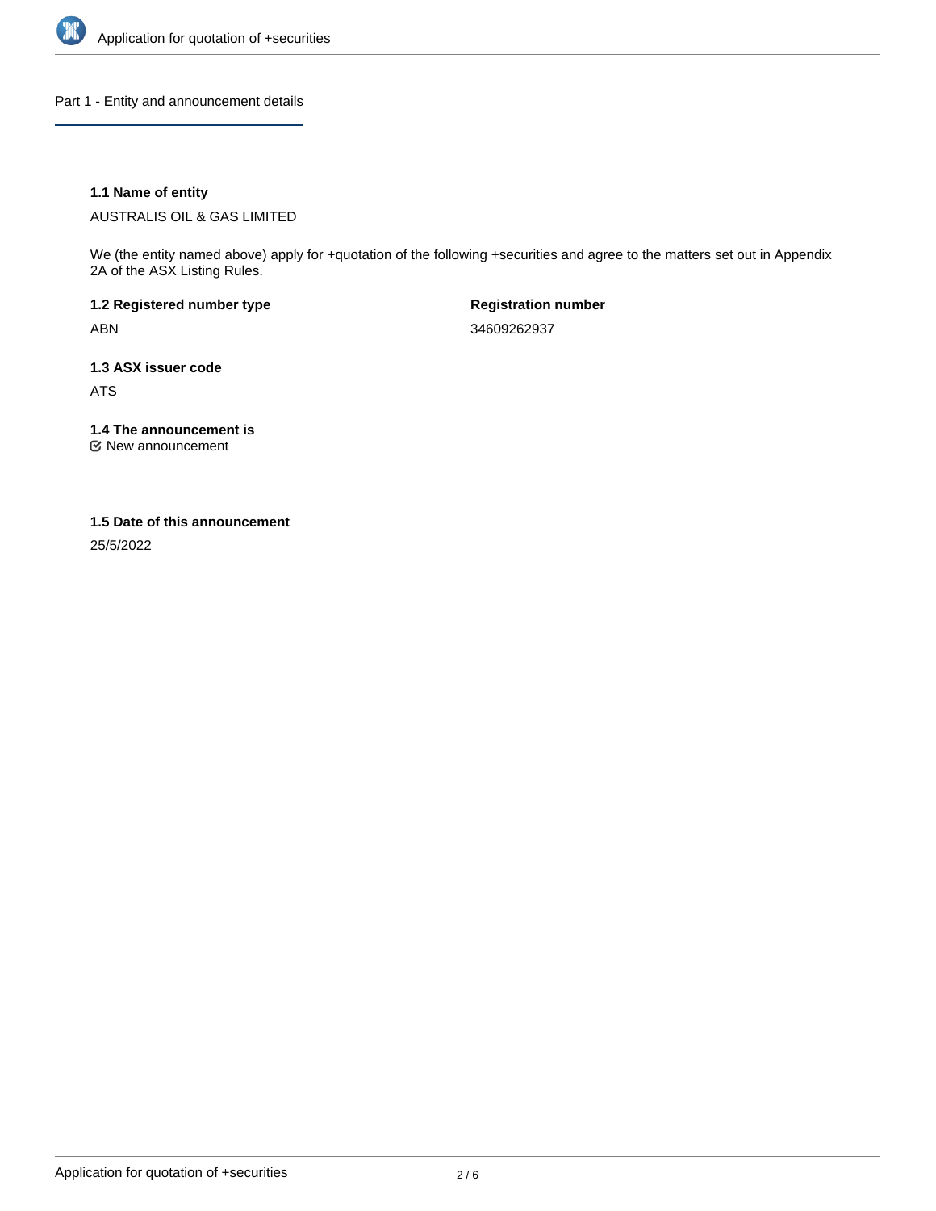## Part 1 - Entity and announcement details

### 1.1 Name of entity

AUSTRALIS OIL & GAS LIMITED

We (the entity named above) apply for +quotation of the following +securities and agree to the matters set out in Appendix 2A of the ASX Listing Rules.

**1.2 Registered number type**

ABN

**Registration number**

34609262937

### 1.3 ASX issuer code

ATS

### 1.4 The announcement is

New announcement

### 1.5 Date of this announcement

25/5/2022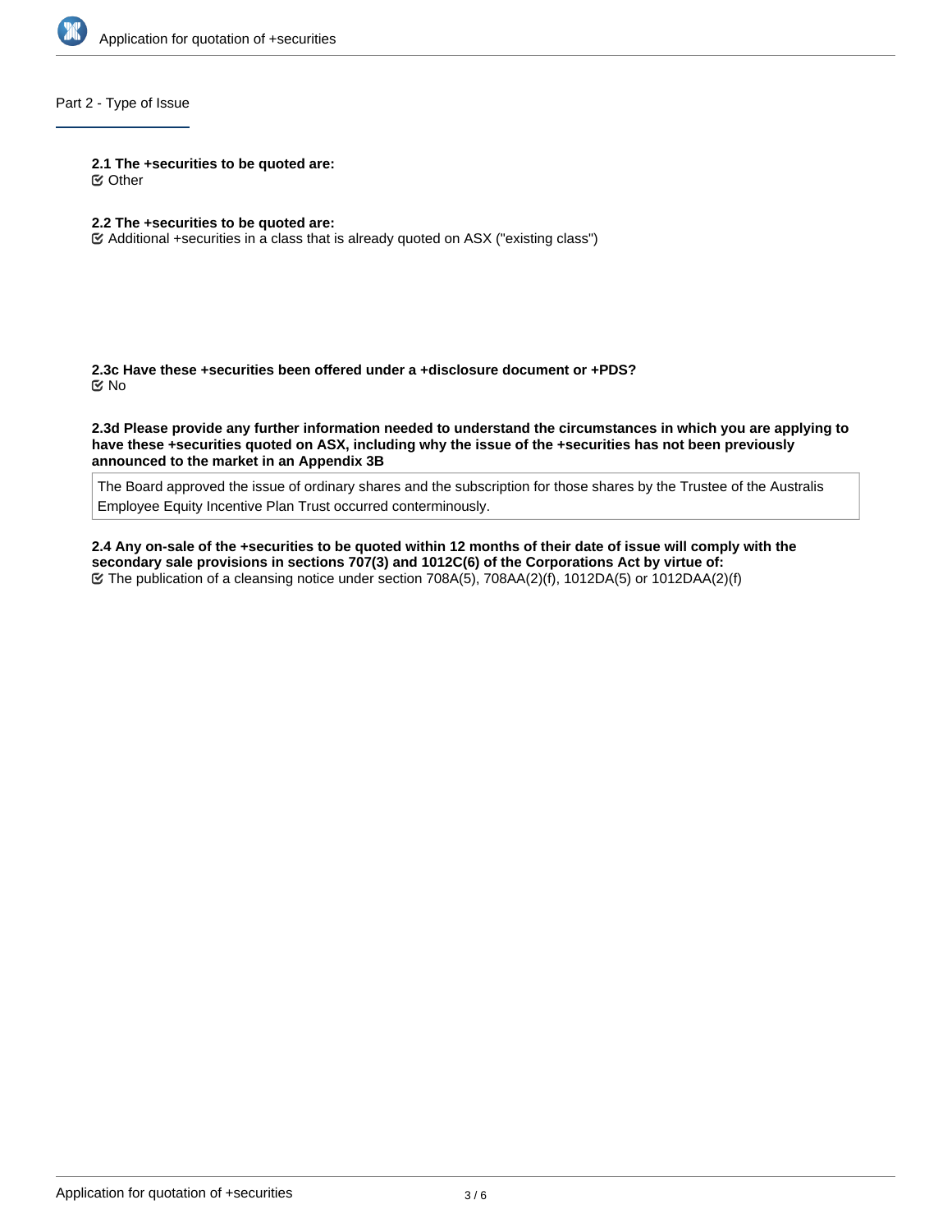## Part 2 - Type of Issue

**2.1 The +securities to be quoted are:**

☑ Other

**2.2 The +securities to be quoted are:**

☑ Additional +securities in a class that is already quoted on ASX ("existing class")

**2.3c Have these +securities been offered under a +disclosure document or +PDS?**

☑ No

**2.3d Please provide any further information needed to understand the circumstances in which you are applying to have these +securities quoted on ASX, including why the issue of the +securities has not been previously announced to the market in an Appendix 3B**

The Board approved the issue of ordinary shares and the subscription for those shares by the Trustee of the Australis Employee Equity Incentive Plan Trust occurred conterminously.

**2.4 Any on-sale of the +securities to be quoted within 12 months of their date of issue will comply with the secondary sale provisions in sections 707(3) and 1012C(6) of the Corporations Act by virtue of:**

☑ The publication of a cleansing notice under section 708A(5), 708AA(2)(f), 1012DA(5) or 1012DAA(2)(f)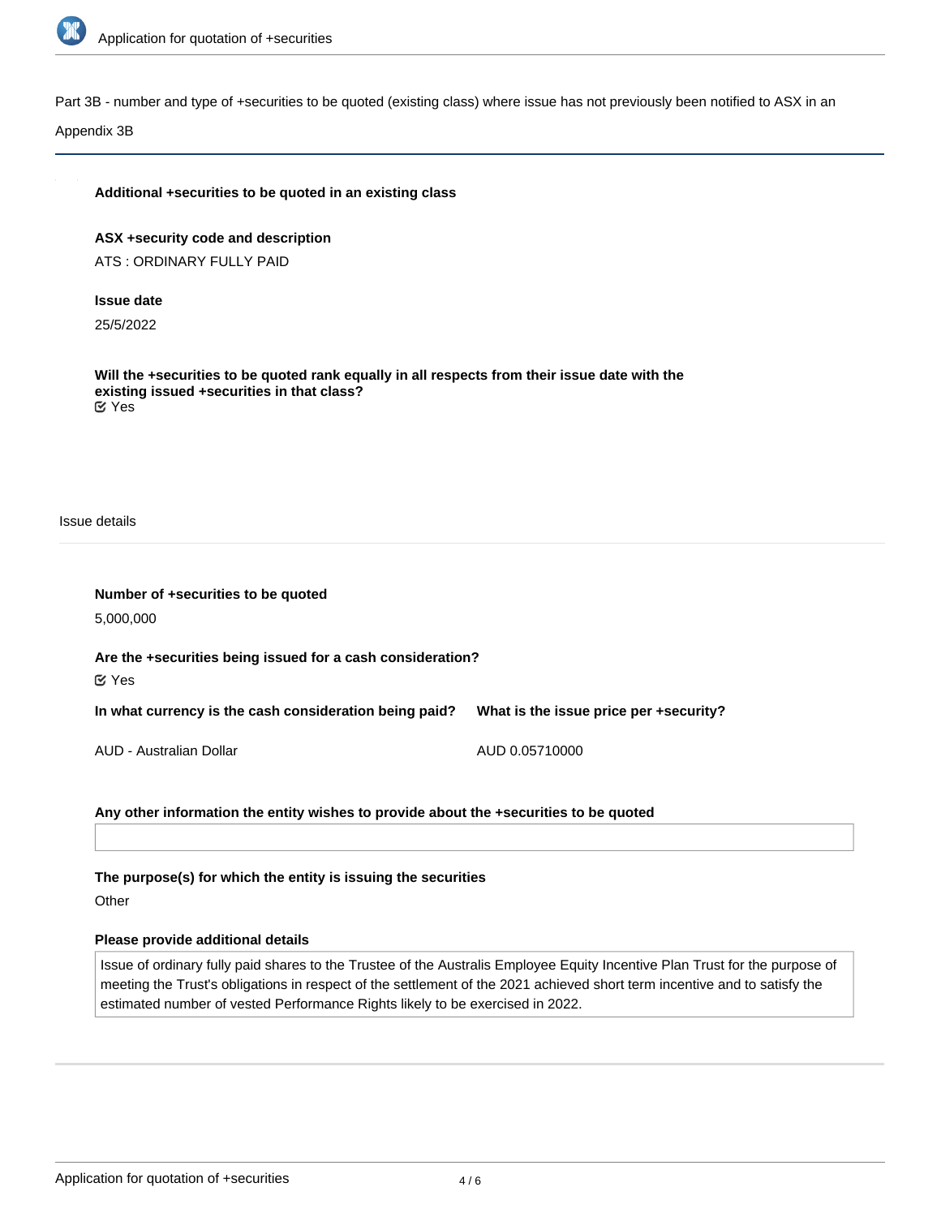Part 3B - number and type of +securities to be quoted (existing class) where issue has not previously been notified to ASX in an Appendix 3B

**Additional +securities to be quoted in an existing class**

**ASX +security code and description**

ATS : ORDINARY FULLY PAID

**Issue date**

25/5/2022

**Will the +securities to be quoted rank equally in all respects from their issue date with the existing issued +securities in that class?**

Yes

Issue details

**Number of +securities to be quoted**

5,000,000

**Are the +securities being issued for a cash consideration?**

Yes

| In what currency is the cash consideration being paid? | What is the issue price per +security? |
| --- | --- |
| AUD - Australian Dollar | AUD 0.05710000 |

**Any other information the entity wishes to provide about the +securities to be quoted**

**The purpose(s) for which the entity is issuing the securities**

Other

**Please provide additional details**

Issue of ordinary fully paid shares to the Trustee of the Australis Employee Equity Incentive Plan Trust for the purpose of meeting the Trust's obligations in respect of the settlement of the 2021 achieved short term incentive and to satisfy the estimated number of vested Performance Rights likely to be exercised in 2022.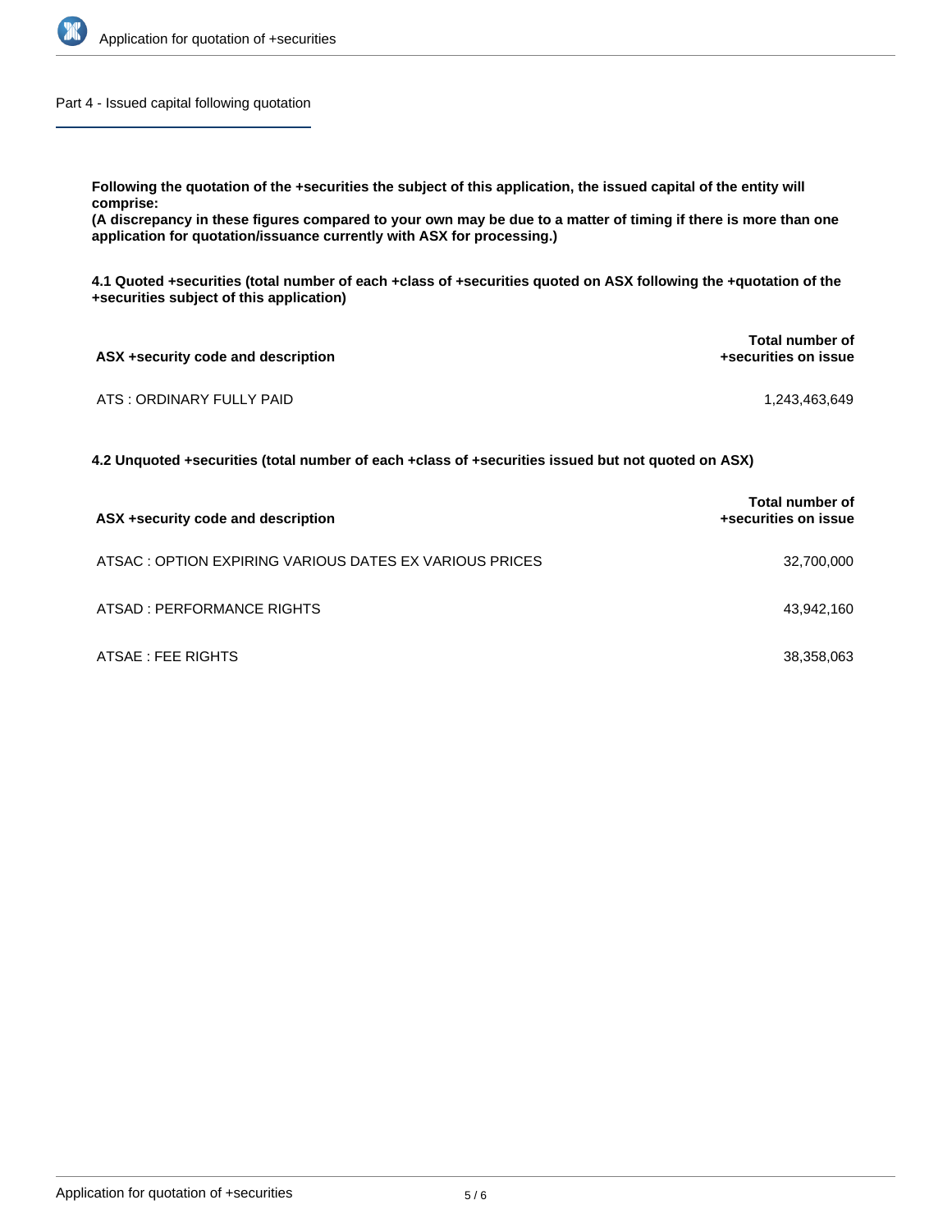## Part 4 - Issued capital following quotation

**Following the quotation of the +securities the subject of this application, the issued capital of the entity will comprise:**
**(A discrepancy in these figures compared to your own may be due to a matter of timing if there is more than one application for quotation/issuance currently with ASX for processing.)**

**4.1 Quoted +securities (total number of each +class of +securities quoted on ASX following the +quotation of the +securities subject of this application)**

| ASX +security code and description | Total number of +securities on issue |
|---|---|
| ATS : ORDINARY FULLY PAID | 1,243,463,649 |

**4.2 Unquoted +securities (total number of each +class of +securities issued but not quoted on ASX)**

| ASX +security code and description | Total number of +securities on issue |
|---|---|
| ATSAC : OPTION EXPIRING VARIOUS DATES EX VARIOUS PRICES | 32,700,000 |
| ATSAD : PERFORMANCE RIGHTS | 43,942,160 |
| ATSAE : FEE RIGHTS | 38,358,063 |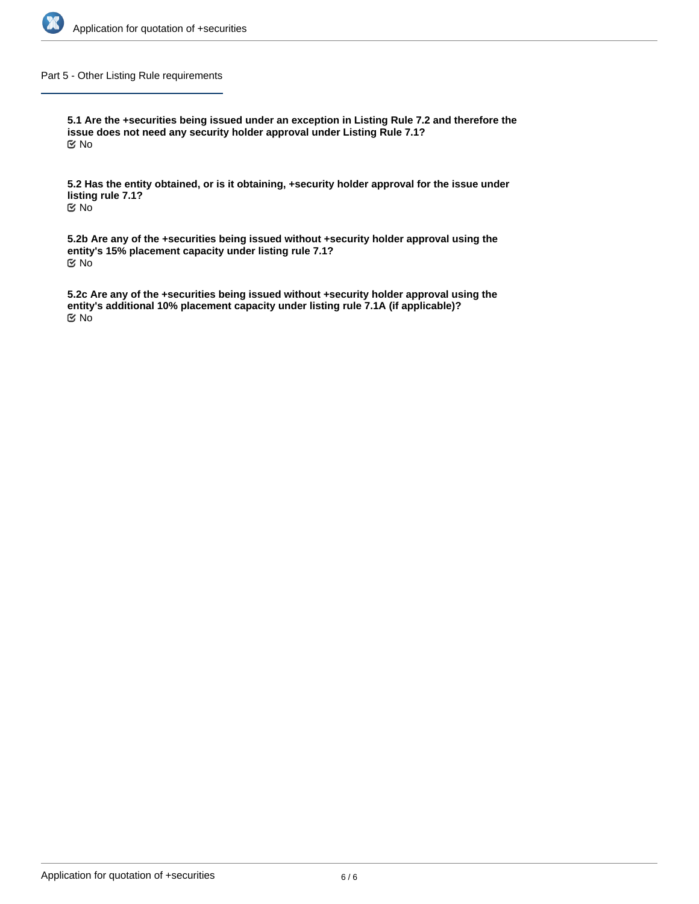## Part 5 - Other Listing Rule requirements

**5.1 Are the +securities being issued under an exception in Listing Rule 7.2 and therefore the issue does not need any security holder approval under Listing Rule 7.1?**
No

**5.2 Has the entity obtained, or is it obtaining, +security holder approval for the issue under listing rule 7.1?**
No

**5.2b Are any of the +securities being issued without +security holder approval using the entity's 15% placement capacity under listing rule 7.1?**
No

**5.2c Are any of the +securities being issued without +security holder approval using the entity's additional 10% placement capacity under listing rule 7.1A (if applicable)?**
No